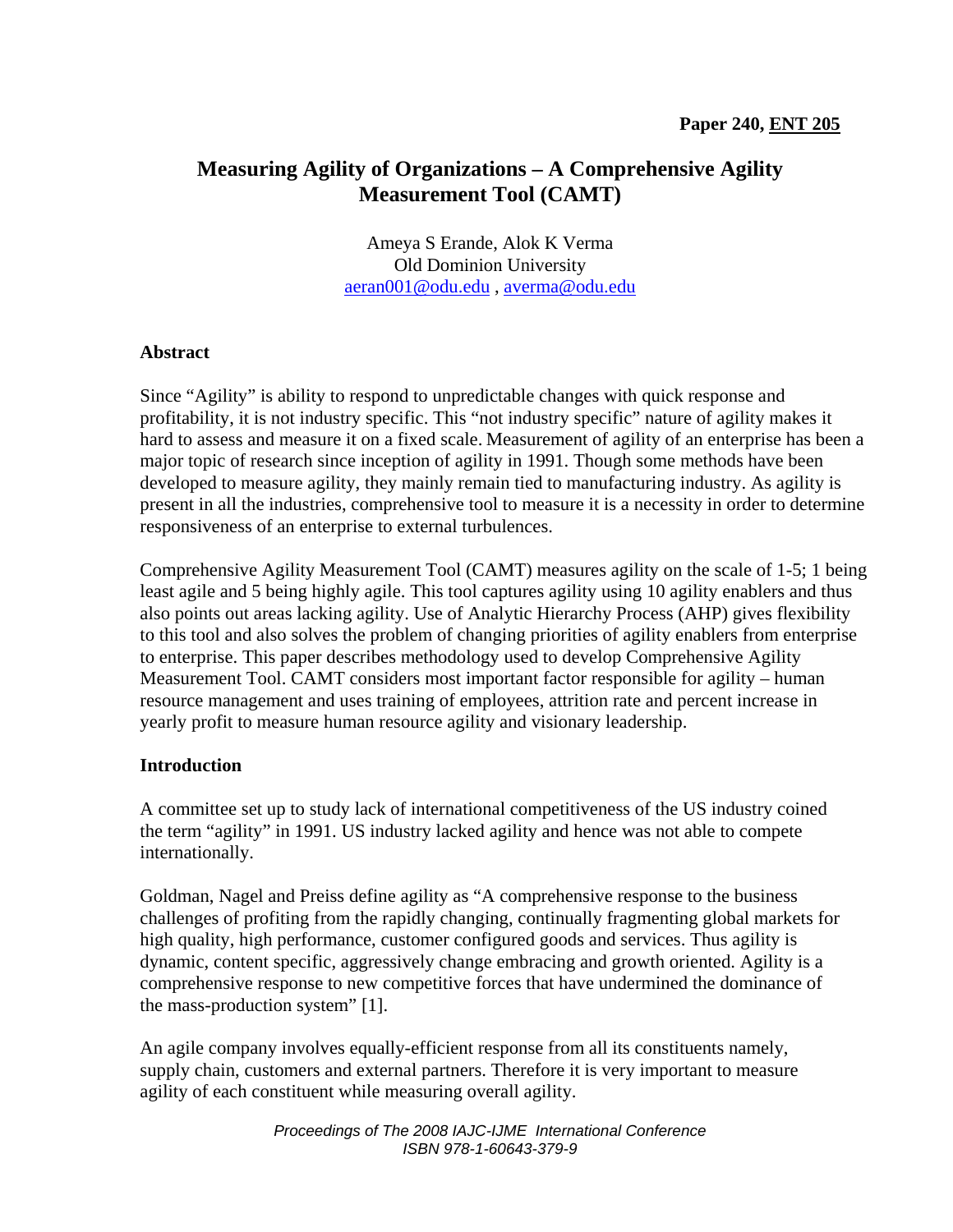Paper 240, ENT 205

# Measuring Agility of Organizations – A Comprehensive Agility Measurement Tool (CAMT)

Ameya S Erande, Alok K Verma
Old Dominion University
aeran001@odu.edu , averma@odu.edu

## Abstract

Since "Agility" is ability to respond to unpredictable changes with quick response and profitability, it is not industry specific. This "not industry specific" nature of agility makes it hard to assess and measure it on a fixed scale. Measurement of agility of an enterprise has been a major topic of research since inception of agility in 1991. Though some methods have been developed to measure agility, they mainly remain tied to manufacturing industry. As agility is present in all the industries, comprehensive tool to measure it is a necessity in order to determine responsiveness of an enterprise to external turbulences.

Comprehensive Agility Measurement Tool (CAMT) measures agility on the scale of 1-5; 1 being least agile and 5 being highly agile. This tool captures agility using 10 agility enablers and thus also points out areas lacking agility. Use of Analytic Hierarchy Process (AHP) gives flexibility to this tool and also solves the problem of changing priorities of agility enablers from enterprise to enterprise. This paper describes methodology used to develop Comprehensive Agility Measurement Tool. CAMT considers most important factor responsible for agility – human resource management and uses training of employees, attrition rate and percent increase in yearly profit to measure human resource agility and visionary leadership.

## Introduction

A committee set up to study lack of international competitiveness of the US industry coined the term "agility" in 1991. US industry lacked agility and hence was not able to compete internationally.

Goldman, Nagel and Preiss define agility as "A comprehensive response to the business challenges of profiting from the rapidly changing, continually fragmenting global markets for high quality, high performance, customer configured goods and services. Thus agility is dynamic, content specific, aggressively change embracing and growth oriented. Agility is a comprehensive response to new competitive forces that have undermined the dominance of the mass-production system" [1].

An agile company involves equally-efficient response from all its constituents namely, supply chain, customers and external partners. Therefore it is very important to measure agility of each constituent while measuring overall agility.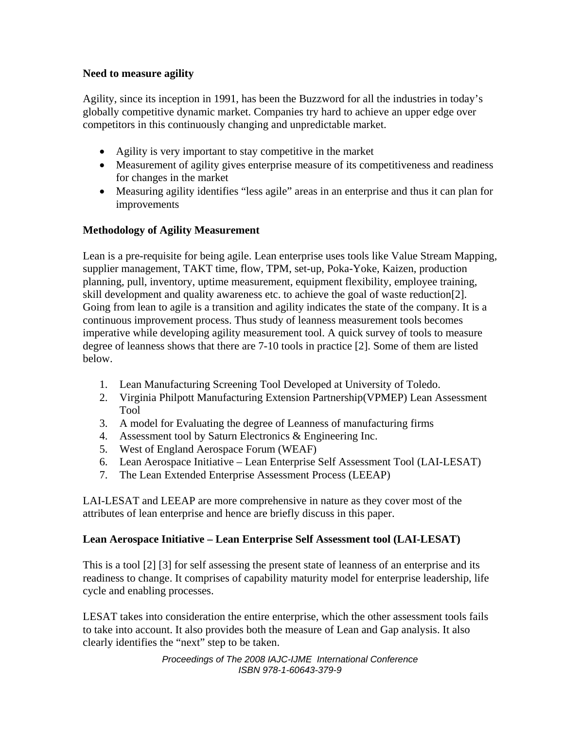## Need to measure agility

Agility, since its inception in 1991, has been the Buzzword for all the industries in today's globally competitive dynamic market. Companies try hard to achieve an upper edge over competitors in this continuously changing and unpredictable market.

- Agility is very important to stay competitive in the market
- Measurement of agility gives enterprise measure of its competitiveness and readiness for changes in the market
- Measuring agility identifies "less agile" areas in an enterprise and thus it can plan for improvements

## Methodology of Agility Measurement

Lean is a pre-requisite for being agile. Lean enterprise uses tools like Value Stream Mapping, supplier management, TAKT time, flow, TPM, set-up, Poka-Yoke, Kaizen, production planning, pull, inventory, uptime measurement, equipment flexibility, employee training, skill development and quality awareness etc. to achieve the goal of waste reduction[2]. Going from lean to agile is a transition and agility indicates the state of the company. It is a continuous improvement process. Thus study of leanness measurement tools becomes imperative while developing agility measurement tool. A quick survey of tools to measure degree of leanness shows that there are 7-10 tools in practice [2]. Some of them are listed below.

1. Lean Manufacturing Screening Tool Developed at University of Toledo.
2. Virginia Philpott Manufacturing Extension Partnership(VPMEP) Lean Assessment Tool
3. A model for Evaluating the degree of Leanness of manufacturing firms
4. Assessment tool by Saturn Electronics & Engineering Inc.
5. West of England Aerospace Forum (WEAF)
6. Lean Aerospace Initiative – Lean Enterprise Self Assessment Tool (LAI-LESAT)
7. The Lean Extended Enterprise Assessment Process (LEEAP)

LAI-LESAT and LEEAP are more comprehensive in nature as they cover most of the attributes of lean enterprise and hence are briefly discuss in this paper.

## Lean Aerospace Initiative – Lean Enterprise Self Assessment tool (LAI-LESAT)

This is a tool [2] [3] for self assessing the present state of leanness of an enterprise and its readiness to change. It comprises of capability maturity model for enterprise leadership, life cycle and enabling processes.

LESAT takes into consideration the entire enterprise, which the other assessment tools fails to take into account. It also provides both the measure of Lean and Gap analysis. It also clearly identifies the "next" step to be taken.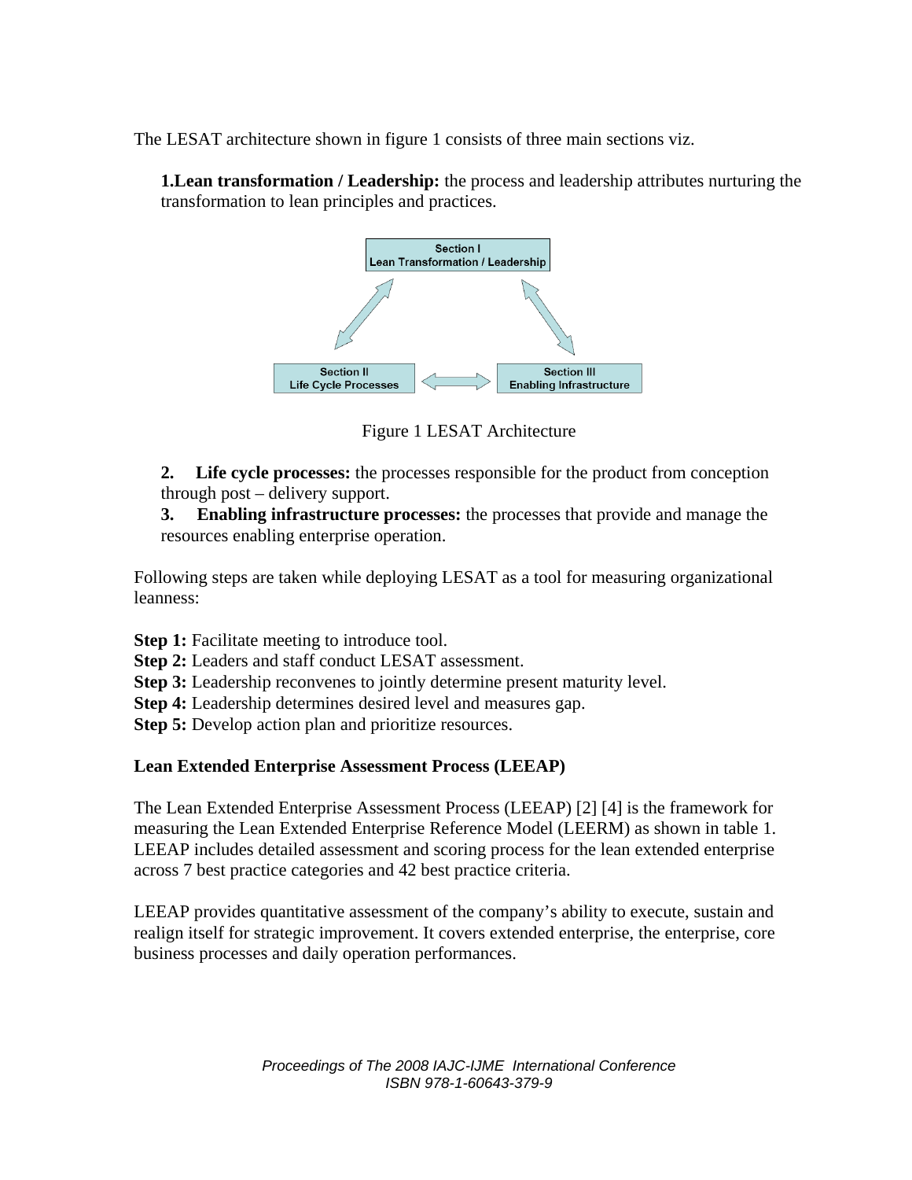The LESAT architecture shown in figure 1 consists of three main sections viz.

**1.Lean transformation / Leadership:** the process and leadership attributes nurturing the transformation to lean principles and practices.

Section I
Lean Transformation / Leadership

Section II
Life Cycle Processes

Section III
Enabling Infrastructure

Figure 1 LESAT Architecture

**2. Life cycle processes:** the processes responsible for the product from conception through post – delivery support.

**3. Enabling infrastructure processes:** the processes that provide and manage the resources enabling enterprise operation.

Following steps are taken while deploying LESAT as a tool for measuring organizational leanness:

**Step 1:** Facilitate meeting to introduce tool.
**Step 2:** Leaders and staff conduct LESAT assessment.
**Step 3:** Leadership reconvenes to jointly determine present maturity level.
**Step 4:** Leadership determines desired level and measures gap.
**Step 5:** Develop action plan and prioritize resources.

**Lean Extended Enterprise Assessment Process (LEEAP)**

The Lean Extended Enterprise Assessment Process (LEEAP) [2] [4] is the framework for measuring the Lean Extended Enterprise Reference Model (LEERM) as shown in table 1. LEEAP includes detailed assessment and scoring process for the lean extended enterprise across 7 best practice categories and 42 best practice criteria.

LEEAP provides quantitative assessment of the company's ability to execute, sustain and realign itself for strategic improvement. It covers extended enterprise, the enterprise, core business processes and daily operation performances.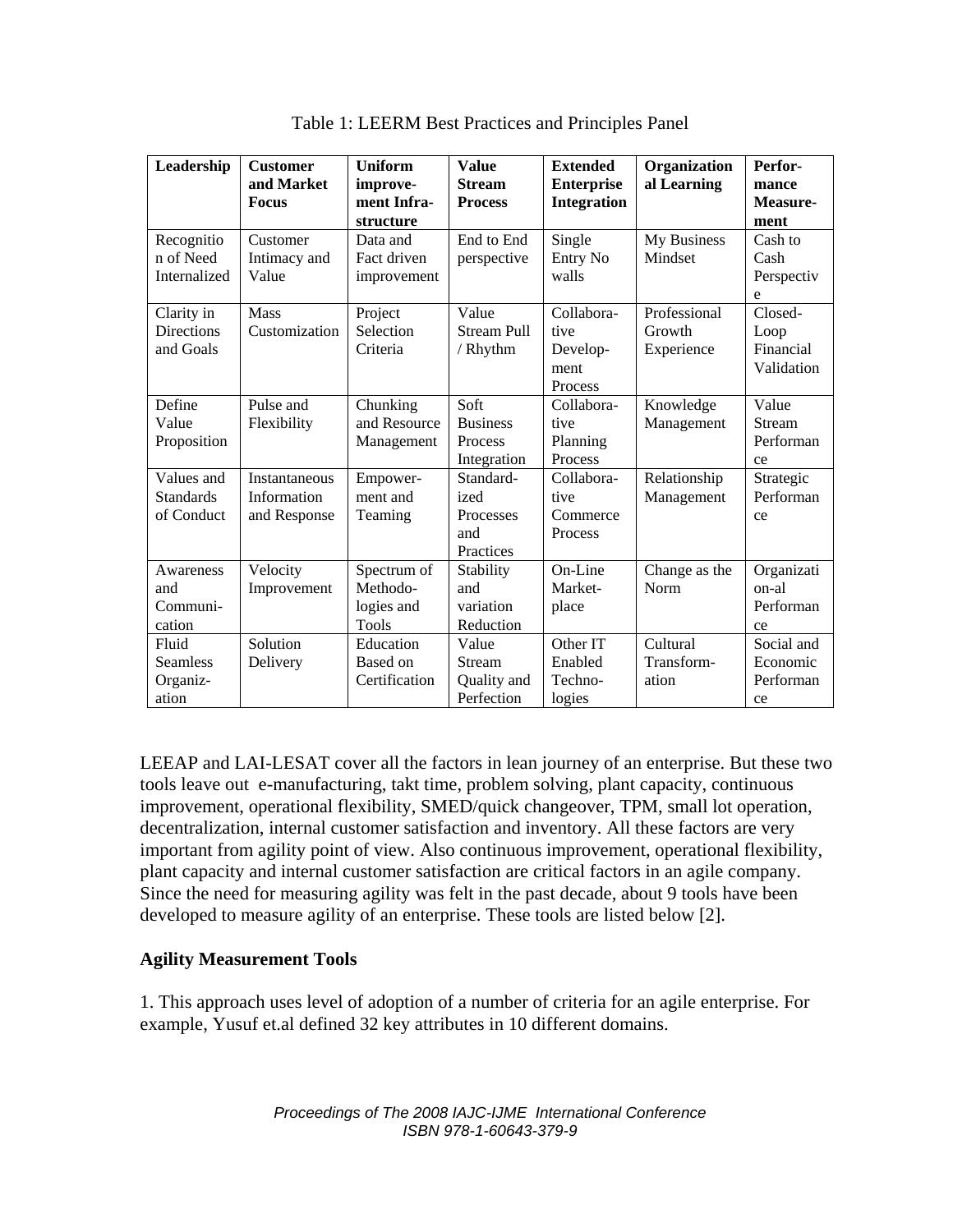Table 1: LEERM Best Practices and Principles Panel

| Leadership | Customer and Market Focus | Uniform improvement Infrastructure | Value Stream Process | Extended Enterprise Integration | Organizational Learning | Performance Measurement |
|---|---|---|---|---|---|---|
| Recognition of Need Internalized | Customer Intimacy and Value | Data and Fact driven improvement | End to End perspective | Single Entry No walls | My Business Mindset | Cash to Cash Perspective |
| Clarity in Directions and Goals | Mass Customization | Project Selection Criteria | Value Stream Pull / Rhythm | Collaborative Development Process | Professional Growth Experience | Closed-Loop Financial Validation |
| Define Value Proposition | Pulse and Flexibility | Chunking and Resource Management | Soft Business Process Integration | Collaborative Planning Process | Knowledge Management | Value Stream Performance |
| Values and Standards of Conduct | Instantaneous Information and Response | Empowerment and Teaming | Standardized Processes and Practices | Collaborative Commerce Process | Relationship Management | Strategic Performance |
| Awareness and Communication | Velocity Improvement | Spectrum of Methodologies and Tools | Stability and variation Reduction | On-Line Marketplace | Change as the Norm | Organization-al Performance |
| Fluid Seamless Organization | Solution Delivery | Education Based on Certification | Value Stream Quality and Perfection | Other IT Enabled Technologies | Cultural Transformation | Social and Economic Performance |

LEEAP and LAI-LESAT cover all the factors in lean journey of an enterprise. But these two tools leave out e-manufacturing, takt time, problem solving, plant capacity, continuous improvement, operational flexibility, SMED/quick changeover, TPM, small lot operation, decentralization, internal customer satisfaction and inventory. All these factors are very important from agility point of view. Also continuous improvement, operational flexibility, plant capacity and internal customer satisfaction are critical factors in an agile company. Since the need for measuring agility was felt in the past decade, about 9 tools have been developed to measure agility of an enterprise. These tools are listed below [2].

### Agility Measurement Tools

1. This approach uses level of adoption of a number of criteria for an agile enterprise. For example, Yusuf et.al defined 32 key attributes in 10 different domains.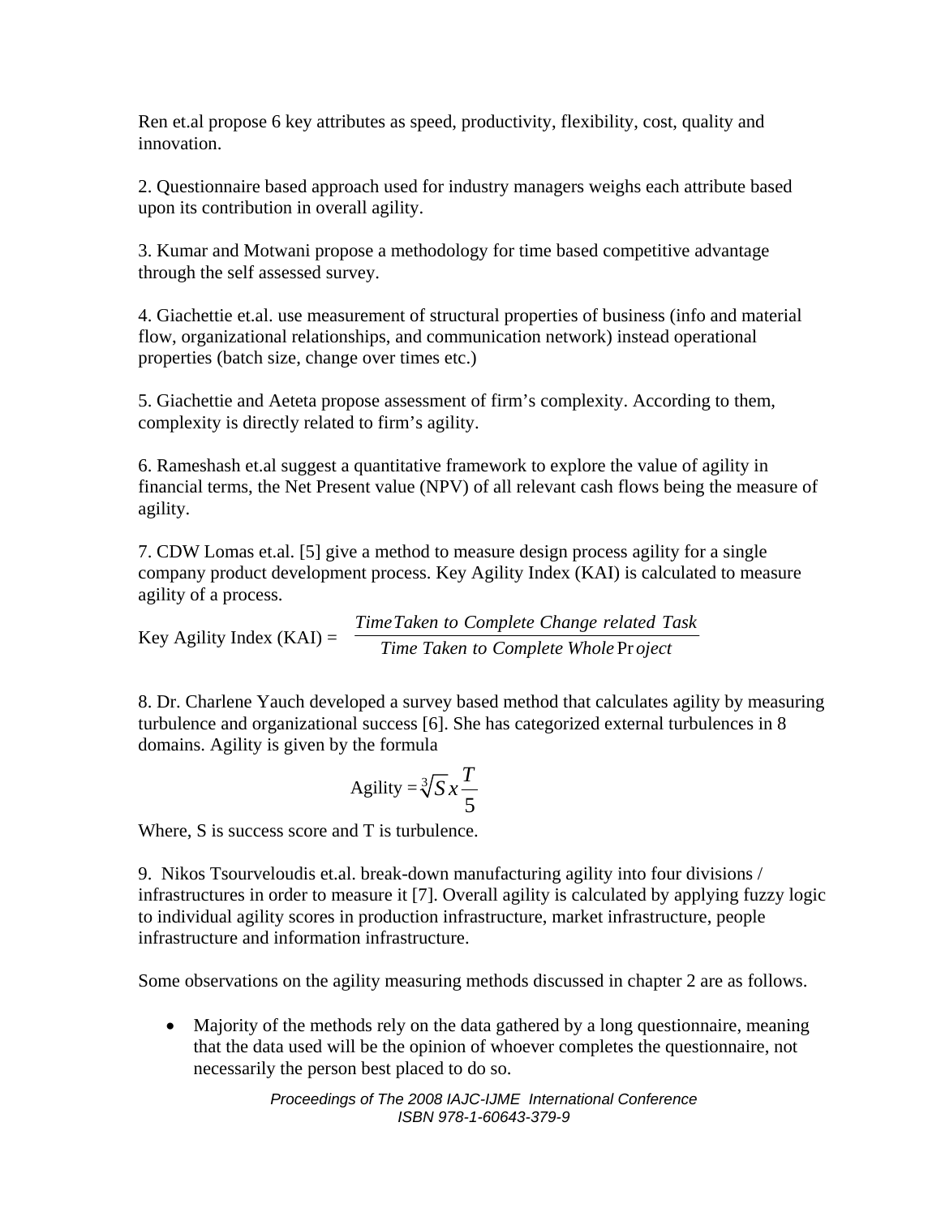Ren et.al propose 6 key attributes as speed, productivity, flexibility, cost, quality and innovation.

2. Questionnaire based approach used for industry managers weighs each attribute based upon its contribution in overall agility.

3. Kumar and Motwani propose a methodology for time based competitive advantage through the self assessed survey.

4. Giachettie et.al. use measurement of structural properties of business (info and material flow, organizational relationships, and communication network) instead operational properties (batch size, change over times etc.)

5. Giachettie and Aeteta propose assessment of firm's complexity. According to them, complexity is directly related to firm's agility.

6. Rameshash et.al suggest a quantitative framework to explore the value of agility in financial terms, the Net Present value (NPV) of all relevant cash flows being the measure of agility.

7. CDW Lomas et.al. [5] give a method to measure design process agility for a single company product development process. Key Agility Index (KAI) is calculated to measure agility of a process.

$$\text{Key Agility Index (KAI)} = \frac{\textit{Time Taken to Complete Change related Task}}{\textit{Time Taken to Complete Whole Project}}$$

8. Dr. Charlene Yauch developed a survey based method that calculates agility by measuring turbulence and organizational success [6]. She has categorized external turbulences in 8 domains. Agility is given by the formula

$$\text{Agility} = \sqrt[3]{S} \, x \, \frac{T}{5}$$

Where, S is success score and T is turbulence.

9. Nikos Tsourveloudis et.al. break-down manufacturing agility into four divisions / infrastructures in order to measure it [7]. Overall agility is calculated by applying fuzzy logic to individual agility scores in production infrastructure, market infrastructure, people infrastructure and information infrastructure.

Some observations on the agility measuring methods discussed in chapter 2 are as follows.

- Majority of the methods rely on the data gathered by a long questionnaire, meaning that the data used will be the opinion of whoever completes the questionnaire, not necessarily the person best placed to do so.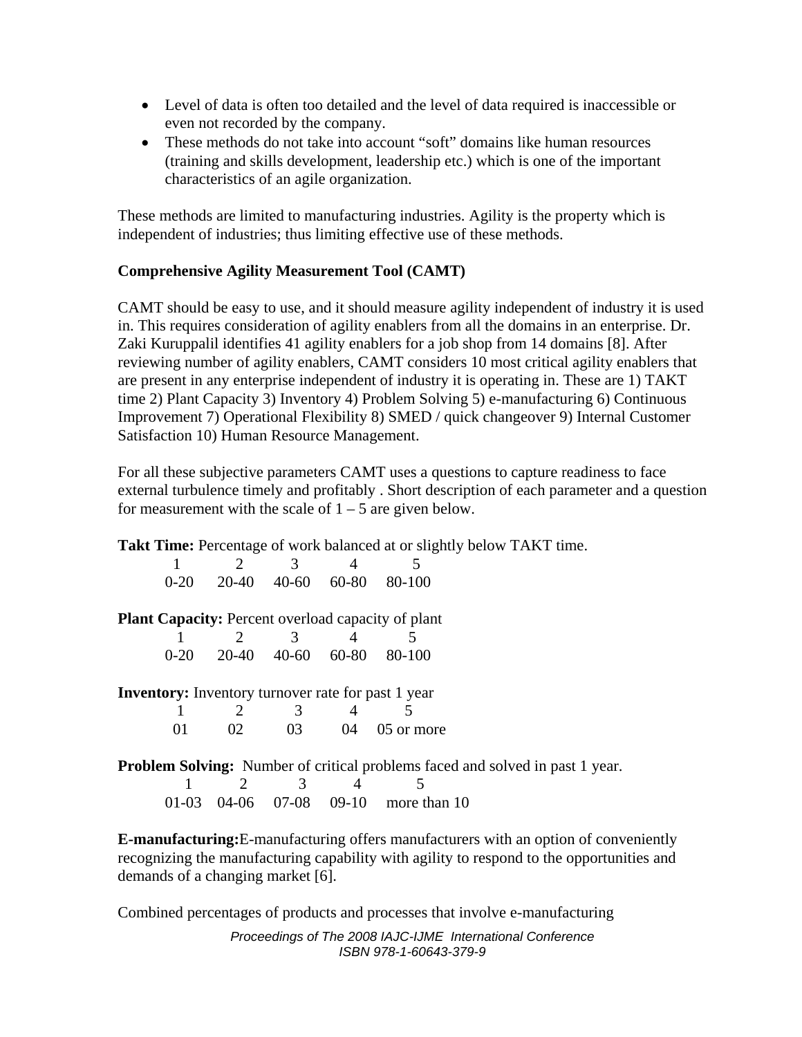- Level of data is often too detailed and the level of data required is inaccessible or even not recorded by the company.
- These methods do not take into account "soft" domains like human resources (training and skills development, leadership etc.) which is one of the important characteristics of an agile organization.

These methods are limited to manufacturing industries. Agility is the property which is independent of industries; thus limiting effective use of these methods.

**Comprehensive Agility Measurement Tool (CAMT)**

CAMT should be easy to use, and it should measure agility independent of industry it is used in. This requires consideration of agility enablers from all the domains in an enterprise. Dr. Zaki Kuruppalil identifies 41 agility enablers for a job shop from 14 domains [8]. After reviewing number of agility enablers, CAMT considers 10 most critical agility enablers that are present in any enterprise independent of industry it is operating in. These are 1) TAKT time 2) Plant Capacity 3) Inventory 4) Problem Solving 5) e-manufacturing 6) Continuous Improvement 7) Operational Flexibility 8) SMED / quick changeover 9) Internal Customer Satisfaction 10) Human Resource Management.

For all these subjective parameters CAMT uses a questions to capture readiness to face external turbulence timely and profitably . Short description of each parameter and a question for measurement with the scale of 1 – 5 are given below.

**Takt Time:** Percentage of work balanced at or slightly below TAKT time.

| 1 | 2 | 3 | 4 | 5 |
|---|---|---|---|---|
| 0-20 | 20-40 | 40-60 | 60-80 | 80-100 |

**Plant Capacity:** Percent overload capacity of plant

| 1 | 2 | 3 | 4 | 5 |
|---|---|---|---|---|
| 0-20 | 20-40 | 40-60 | 60-80 | 80-100 |

**Inventory:** Inventory turnover rate for past 1 year

| 1 | 2 | 3 | 4 | 5 |
|---|---|---|---|---|
| 01 | 02 | 03 | 04 | 05 or more |

**Problem Solving:** Number of critical problems faced and solved in past 1 year.

| 1 | 2 | 3 | 4 | 5 |
|---|---|---|---|---|
| 01-03 | 04-06 | 07-08 | 09-10 | more than 10 |

**E-manufacturing:**E-manufacturing offers manufacturers with an option of conveniently recognizing the manufacturing capability with agility to respond to the opportunities and demands of a changing market [6].

Combined percentages of products and processes that involve e-manufacturing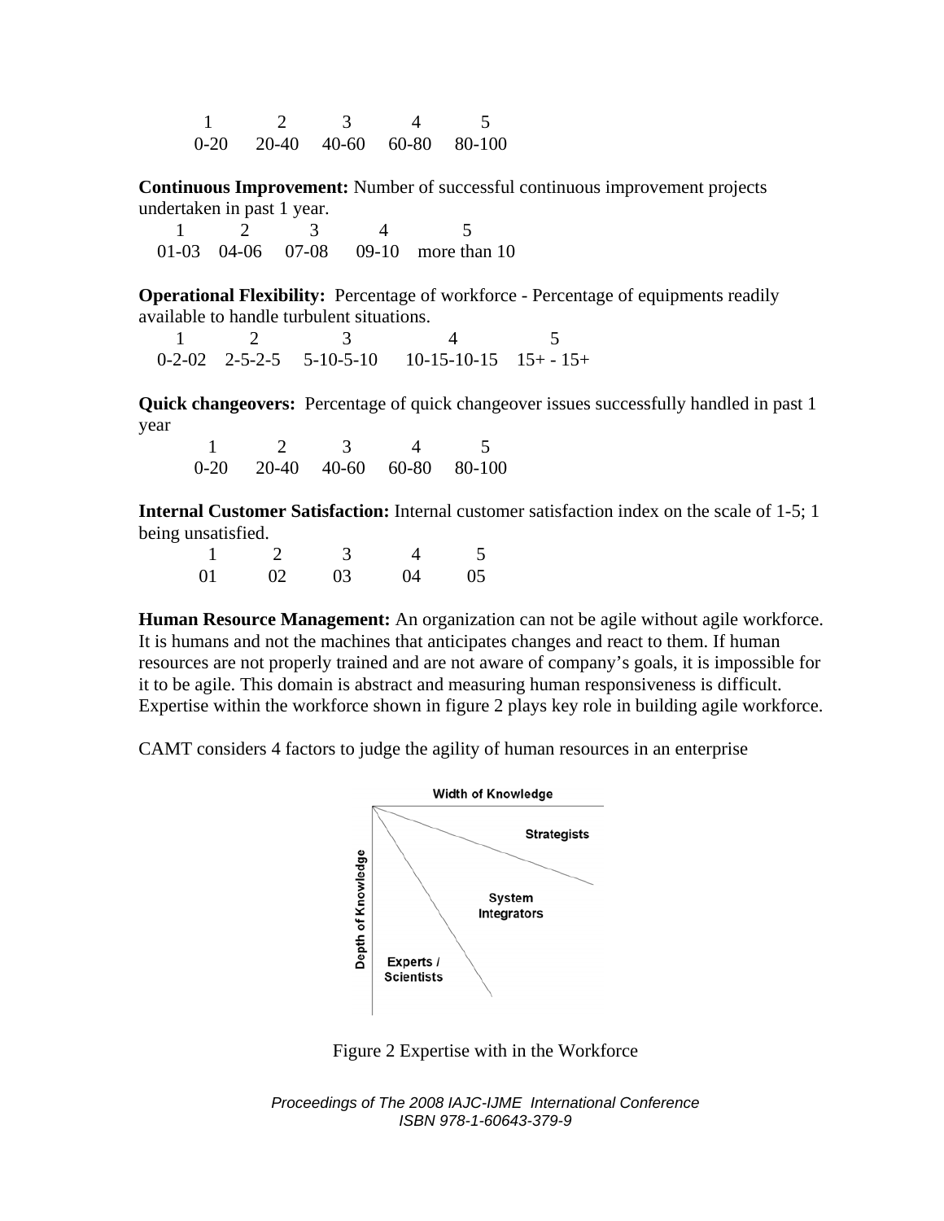| 1 | 2 | 3 | 4 | 5 |
|---|---|---|---|---|
| 0-20 | 20-40 | 40-60 | 60-80 | 80-100 |

**Continuous Improvement:** Number of successful continuous improvement projects undertaken in past 1 year.

| 1 | 2 | 3 | 4 | 5 |
|---|---|---|---|---|
| 01-03 | 04-06 | 07-08 | 09-10 | more than 10 |

**Operational Flexibility:** Percentage of workforce - Percentage of equipments readily available to handle turbulent situations.

| 1 | 2 | 3 | 4 | 5 |
|---|---|---|---|---|
| 0-2-02 | 2-5-2-5 | 5-10-5-10 | 10-15-10-15 | 15+ - 15+ |

**Quick changeovers:** Percentage of quick changeover issues successfully handled in past 1 year

| 1 | 2 | 3 | 4 | 5 |
|---|---|---|---|---|
| 0-20 | 20-40 | 40-60 | 60-80 | 80-100 |

**Internal Customer Satisfaction:** Internal customer satisfaction index on the scale of 1-5; 1 being unsatisfied.

| 1 | 2 | 3 | 4 | 5 |
|---|---|---|---|---|
| 01 | 02 | 03 | 04 | 05 |

**Human Resource Management:** An organization can not be agile without agile workforce. It is humans and not the machines that anticipates changes and react to them. If human resources are not properly trained and are not aware of company's goals, it is impossible for it to be agile. This domain is abstract and measuring human responsiveness is difficult. Expertise within the workforce shown in figure 2 plays key role in building agile workforce.

CAMT considers 4 factors to judge the agility of human resources in an enterprise

Figure 2 Expertise with in the Workforce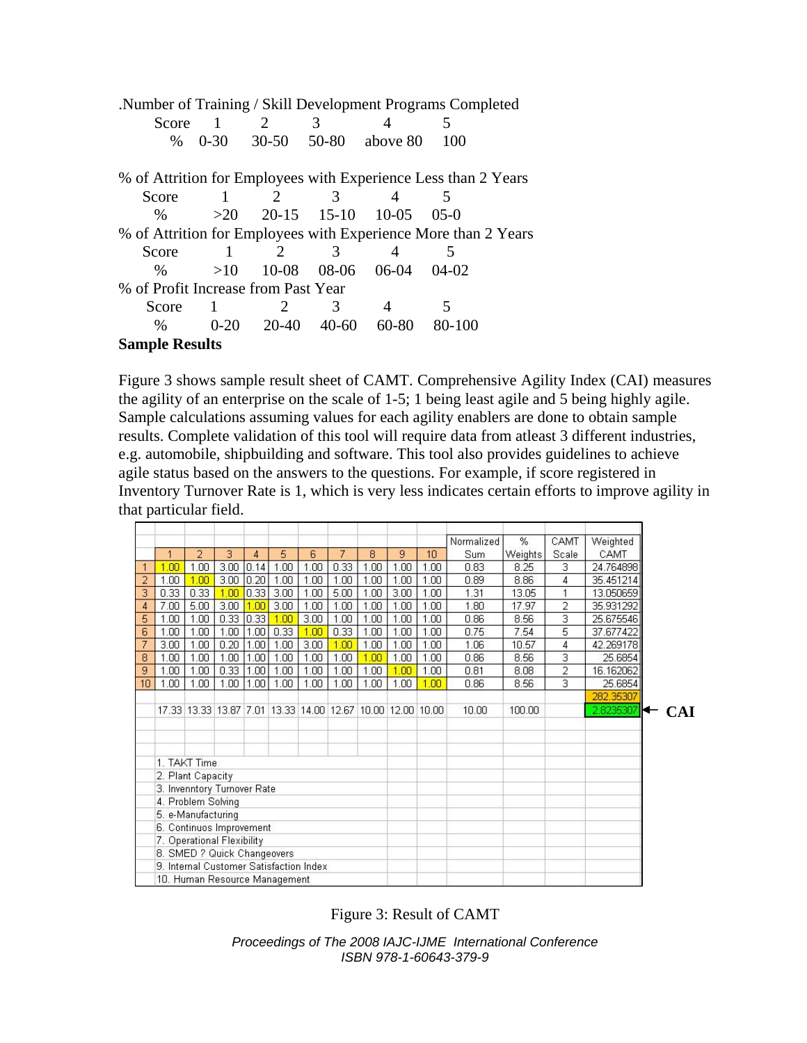.Number of Training / Skill Development Programs Completed

| Score | 1 | 2 | 3 | 4 | 5 |
|---|---|---|---|---|---|
| % | 0-30 | 30-50 | 50-80 | above 80 | 100 |

% of Attrition for Employees with Experience Less than 2 Years

| Score | 1 | 2 | 3 | 4 | 5 |
|---|---|---|---|---|---|
| % | >20 | 20-15 | 15-10 | 10-05 | 05-0 |

% of Attrition for Employees with Experience More than 2 Years

| Score | 1 | 2 | 3 | 4 | 5 |
|---|---|---|---|---|---|
| % | >10 | 10-08 | 08-06 | 06-04 | 04-02 |

% of Profit Increase from Past Year

| Score | 1 | 2 | 3 | 4 | 5 |
|---|---|---|---|---|---|
| % | 0-20 | 20-40 | 40-60 | 60-80 | 80-100 |

**Sample Results**

Figure 3 shows sample result sheet of CAMT. Comprehensive Agility Index (CAI) measures the agility of an enterprise on the scale of 1-5; 1 being least agile and 5 being highly agile. Sample calculations assuming values for each agility enablers are done to obtain sample results. Complete validation of this tool will require data from atleast 3 different industries, e.g. automobile, shipbuilding and software. This tool also provides guidelines to achieve agile status based on the answers to the questions. For example, if score registered in Inventory Turnover Rate is 1, which is very less indicates certain efforts to improve agility in that particular field.

| | 1 | 2 | 3 | 4 | 5 | 6 | 7 | 8 | 9 | 10 | Normalized Sum | % Weights | CAMT Scale | Weighted CAMT |
|---|---|---|---|---|---|---|---|---|---|---|---|---|---|---|
| 1 | 1.00 | 1.00 | 3.00 | 0.14 | 1.00 | 1.00 | 0.33 | 1.00 | 1.00 | 1.00 | 0.83 | 8.25 | 3 | 24.764898 |
| 2 | 1.00 | 1.00 | 3.00 | 0.20 | 1.00 | 1.00 | 1.00 | 1.00 | 1.00 | 1.00 | 0.89 | 8.86 | 4 | 35.451214 |
| 3 | 0.33 | 0.33 | 1.00 | 0.33 | 3.00 | 1.00 | 5.00 | 1.00 | 3.00 | 1.00 | 1.31 | 13.05 | 1 | 13.050659 |
| 4 | 7.00 | 5.00 | 3.00 | 1.00 | 3.00 | 1.00 | 1.00 | 1.00 | 1.00 | 1.00 | 1.80 | 17.97 | 2 | 35.931292 |
| 5 | 1.00 | 1.00 | 0.33 | 0.33 | 1.00 | 3.00 | 1.00 | 1.00 | 1.00 | 1.00 | 0.86 | 8.56 | 3 | 25.675546 |
| 6 | 1.00 | 1.00 | 1.00 | 1.00 | 0.33 | 1.00 | 0.33 | 1.00 | 1.00 | 1.00 | 0.75 | 7.54 | 5 | 37.677422 |
| 7 | 3.00 | 1.00 | 0.20 | 1.00 | 1.00 | 3.00 | 1.00 | 1.00 | 1.00 | 1.00 | 1.06 | 10.57 | 4 | 42.269178 |
| 8 | 1.00 | 1.00 | 1.00 | 1.00 | 1.00 | 1.00 | 1.00 | 1.00 | 1.00 | 1.00 | 0.86 | 8.56 | 3 | 25.6854 |
| 9 | 1.00 | 1.00 | 0.33 | 1.00 | 1.00 | 1.00 | 1.00 | 1.00 | 1.00 | 1.00 | 0.81 | 8.08 | 2 | 16.162062 |
| 10 | 1.00 | 1.00 | 1.00 | 1.00 | 1.00 | 1.00 | 1.00 | 1.00 | 1.00 | 1.00 | 0.86 | 8.56 | 3 | 25.6854 |
| | | | | | | | | | | | | | | 282.35307 |
| | 17.33 | 13.33 | 13.87 | 7.01 | 13.33 | 14.00 | 12.67 | 10.00 | 12.00 | 10.00 | 10.00 | 100.00 | | 2.8235307 ← **CAI** |

1. TAKT Time
2. Plant Capacity
3. Invenntory Turnover Rate
4. Problem Solving
5. e-Manufacturing
6. Continuos Improvement
7. Operational Flexibility
8. SMED ? Quick Changeovers
9. Internal Customer Satisfaction Index
10. Human Resource Management

Figure 3: Result of CAMT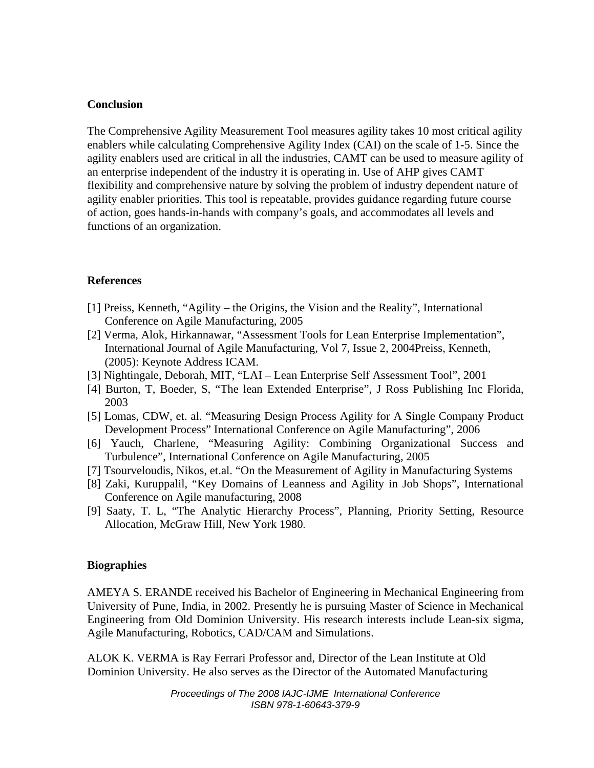## Conclusion

The Comprehensive Agility Measurement Tool measures agility takes 10 most critical agility enablers while calculating Comprehensive Agility Index (CAI) on the scale of 1-5. Since the agility enablers used are critical in all the industries, CAMT can be used to measure agility of an enterprise independent of the industry it is operating in. Use of AHP gives CAMT flexibility and comprehensive nature by solving the problem of industry dependent nature of agility enabler priorities. This tool is repeatable, provides guidance regarding future course of action, goes hands-in-hands with company's goals, and accommodates all levels and functions of an organization.

## References

[1] Preiss, Kenneth, "Agility – the Origins, the Vision and the Reality", International Conference on Agile Manufacturing, 2005

[2] Verma, Alok, Hirkannawar, "Assessment Tools for Lean Enterprise Implementation", International Journal of Agile Manufacturing, Vol 7, Issue 2, 2004Preiss, Kenneth, (2005): Keynote Address ICAM.

[3] Nightingale, Deborah, MIT, "LAI – Lean Enterprise Self Assessment Tool", 2001

[4] Burton, T, Boeder, S, "The lean Extended Enterprise", J Ross Publishing Inc Florida, 2003

[5] Lomas, CDW, et. al. "Measuring Design Process Agility for A Single Company Product Development Process" International Conference on Agile Manufacturing", 2006

[6] Yauch, Charlene, "Measuring Agility: Combining Organizational Success and Turbulence", International Conference on Agile Manufacturing, 2005

[7] Tsourveloudis, Nikos, et.al. "On the Measurement of Agility in Manufacturing Systems

[8] Zaki, Kuruppalil, "Key Domains of Leanness and Agility in Job Shops", International Conference on Agile manufacturing, 2008

[9] Saaty, T. L, "The Analytic Hierarchy Process", Planning, Priority Setting, Resource Allocation, McGraw Hill, New York 1980.

## Biographies

AMEYA S. ERANDE received his Bachelor of Engineering in Mechanical Engineering from University of Pune, India, in 2002. Presently he is pursuing Master of Science in Mechanical Engineering from Old Dominion University. His research interests include Lean-six sigma, Agile Manufacturing, Robotics, CAD/CAM and Simulations.

ALOK K. VERMA is Ray Ferrari Professor and, Director of the Lean Institute at Old Dominion University. He also serves as the Director of the Automated Manufacturing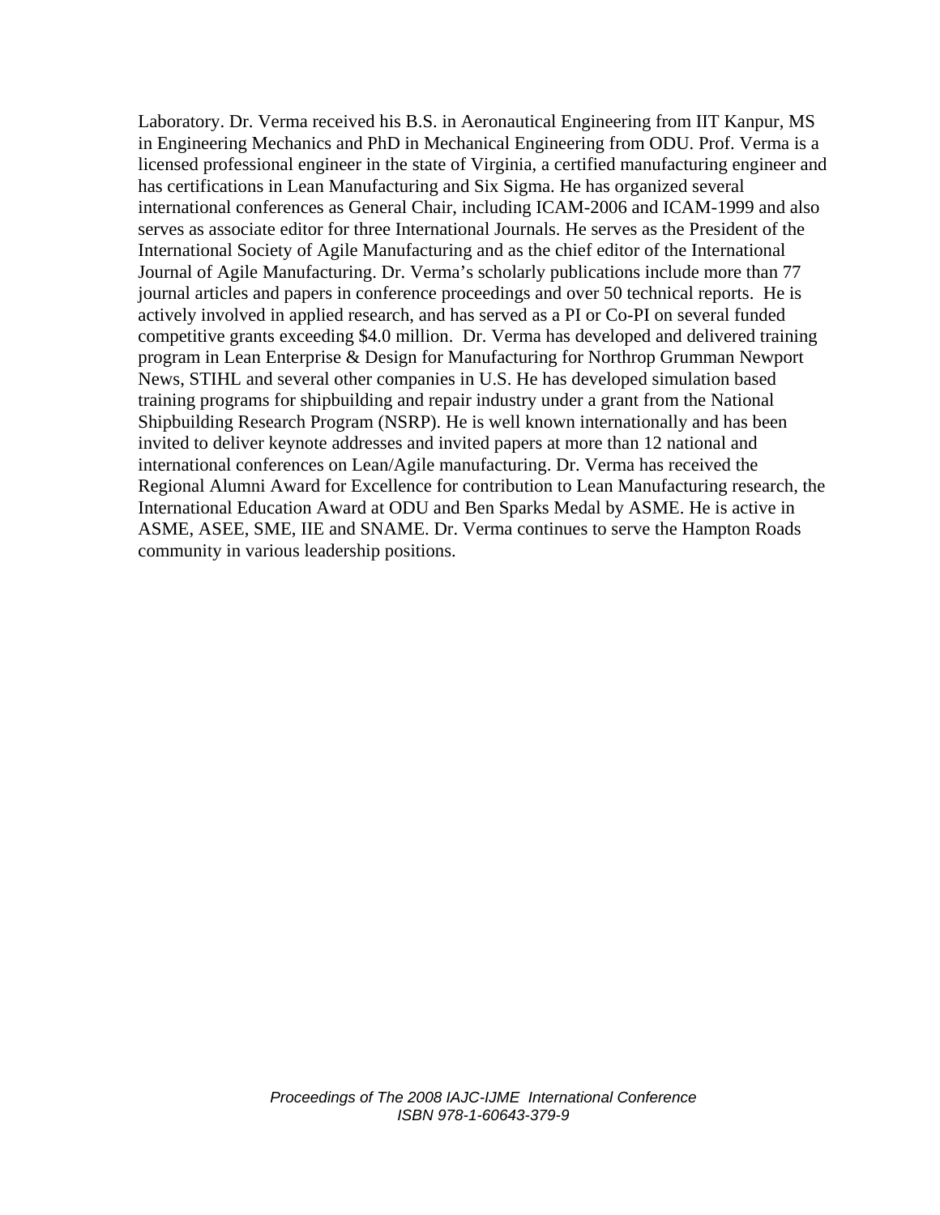Laboratory. Dr. Verma received his B.S. in Aeronautical Engineering from IIT Kanpur, MS in Engineering Mechanics and PhD in Mechanical Engineering from ODU. Prof. Verma is a licensed professional engineer in the state of Virginia, a certified manufacturing engineer and has certifications in Lean Manufacturing and Six Sigma. He has organized several international conferences as General Chair, including ICAM-2006 and ICAM-1999 and also serves as associate editor for three International Journals. He serves as the President of the International Society of Agile Manufacturing and as the chief editor of the International Journal of Agile Manufacturing. Dr. Verma's scholarly publications include more than 77 journal articles and papers in conference proceedings and over 50 technical reports. He is actively involved in applied research, and has served as a PI or Co-PI on several funded competitive grants exceeding $4.0 million. Dr. Verma has developed and delivered training program in Lean Enterprise & Design for Manufacturing for Northrop Grumman Newport News, STIHL and several other companies in U.S. He has developed simulation based training programs for shipbuilding and repair industry under a grant from the National Shipbuilding Research Program (NSRP). He is well known internationally and has been invited to deliver keynote addresses and invited papers at more than 12 national and international conferences on Lean/Agile manufacturing. Dr. Verma has received the Regional Alumni Award for Excellence for contribution to Lean Manufacturing research, the International Education Award at ODU and Ben Sparks Medal by ASME. He is active in ASME, ASEE, SME, IIE and SNAME. Dr. Verma continues to serve the Hampton Roads community in various leadership positions.